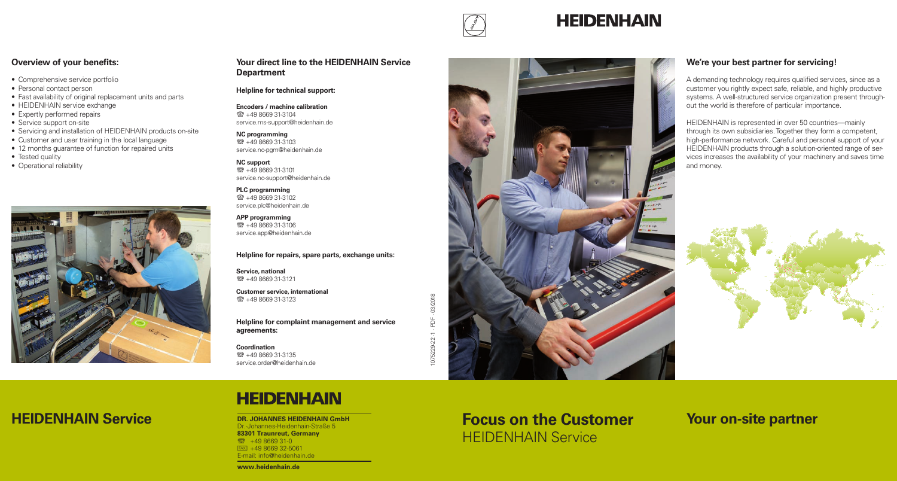# HEIDENHAIN

## Overview of your benefits:

- Comprehensive service portfolio
- Personal contact person
- Fast availability of original replacement units and parts
- HEIDENHAIN service exchange
- Expertly performed repairs
- Service support on-site
- Servicing and installation of HEIDENHAIN products on-site
- Customer and user training in the local language
- 12 months guarantee of function for repaired units
- Tested quality
- Operational reliability

# HEIDENHAIN Service

## Your direct line to the HEIDENHAIN Service Department

**Helpline for technical support:**

**Encoders / machine calibration**
☎ +49 8669 31-3104
service.ms-support@heidenhain.de

**NC programming**
☎ +49 8669 31-3103
service.nc-pgm@heidenhain.de

**NC support**
☎ +49 8669 31-3101
service.nc-support@heidenhain.de

**PLC programming**
☎ +49 8669 31-3102
service.plc@heidenhain.de

**APP programming**
☎ +49 8669 31-3106
service.app@heidenhain.de

**Helpline for repairs, spare parts, exchange units:**

**Service, national**
☎ +49 8669 31-3121

**Customer service, international**
☎ +49 8669 31-3123

**Helpline for complaint management and service agreements:**

**Coordination**
☎ +49 8669 31-3135
service.order@heidenhain.de

**HEIDENHAIN**

**DR. JOHANNES HEIDENHAIN GmbH**
Dr.-Johannes-Heidenhain-Straße 5
**83301 Traunreut, Germany**
☎ +49 8669 31-0
FAX +49 8669 32-5061
E-mail: info@heidenhain.de

**www.heidenhain.de**

1075229-22 · 1 · PDF · 03/2018

# Focus on the Customer

HEIDENHAIN Service

## We're your best partner for servicing!

A demanding technology requires qualified services, since as a customer you rightly expect safe, reliable, and highly productive systems. A well-structured service organization present throughout the world is therefore of particular importance.

HEIDENHAIN is represented in over 50 countries—mainly through its own subsidiaries. Together they form a competent, high-performance network. Careful and personal support of your HEIDENHAIN products through a solution-oriented range of services increases the availability of your machinery and saves time and money.

# Your on-site partner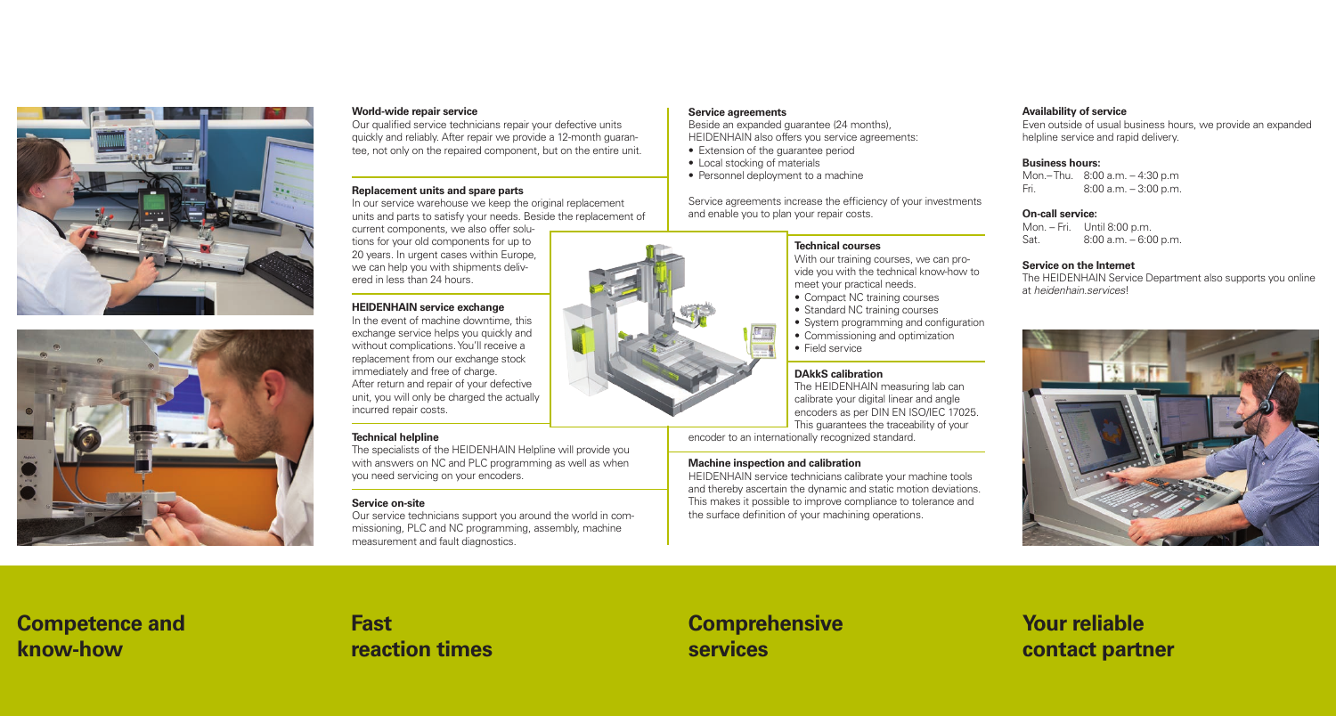### World-wide repair service

Our qualified service technicians repair your defective units quickly and reliably. After repair we provide a 12-month guarantee, not only on the repaired component, but on the entire unit.

### Replacement units and spare parts

In our service warehouse we keep the original replacement units and parts to satisfy your needs. Beside the replacement of current components, we also offer solutions for your old components for up to 20 years. In urgent cases within Europe, we can help you with shipments delivered in less than 24 hours.

### HEIDENHAIN service exchange

In the event of machine downtime, this exchange service helps you quickly and without complications. You'll receive a replacement from our exchange stock immediately and free of charge. After return and repair of your defective unit, you will only be charged the actually incurred repair costs.

### Technical helpline

The specialists of the HEIDENHAIN Helpline will provide you with answers on NC and PLC programming as well as when you need servicing on your encoders.

### Service on-site

Our service technicians support you around the world in commissioning, PLC and NC programming, assembly, machine measurement and fault diagnostics.

### Service agreements

Beside an expanded guarantee (24 months), HEIDENHAIN also offers you service agreements:

- Extension of the guarantee period
- Local stocking of materials
- Personnel deployment to a machine

Service agreements increase the efficiency of your investments and enable you to plan your repair costs.

### Technical courses

With our training courses, we can provide you with the technical know-how to meet your practical needs.

- Compact NC training courses
- Standard NC training courses
- System programming and configuration
- Commissioning and optimization
- Field service

### DAkkS calibration

The HEIDENHAIN measuring lab can calibrate your digital linear and angle encoders as per DIN EN ISO/IEC 17025. This guarantees the traceability of your encoder to an internationally recognized standard.

### Machine inspection and calibration

HEIDENHAIN service technicians calibrate your machine tools and thereby ascertain the dynamic and static motion deviations. This makes it possible to improve compliance to tolerance and the surface definition of your machining operations.

### Availability of service

Even outside of usual business hours, we provide an expanded helpline service and rapid delivery.

**Business hours:**

| | |
|---|---|
| Mon.–Thu. | 8:00 a.m. – 4:30 p.m |
| Fri. | 8:00 a.m. – 3:00 p.m. |

**On-call service:**

| | |
|---|---|
| Mon. – Fri. | Until 8:00 p.m. |
| Sat. | 8:00 a.m. – 6:00 p.m. |

### Service on the Internet

The HEIDENHAIN Service Department also supports you online at *heidenhain.services*!

## Competence and know-how

## Fast reaction times

## Comprehensive services

## Your reliable contact partner